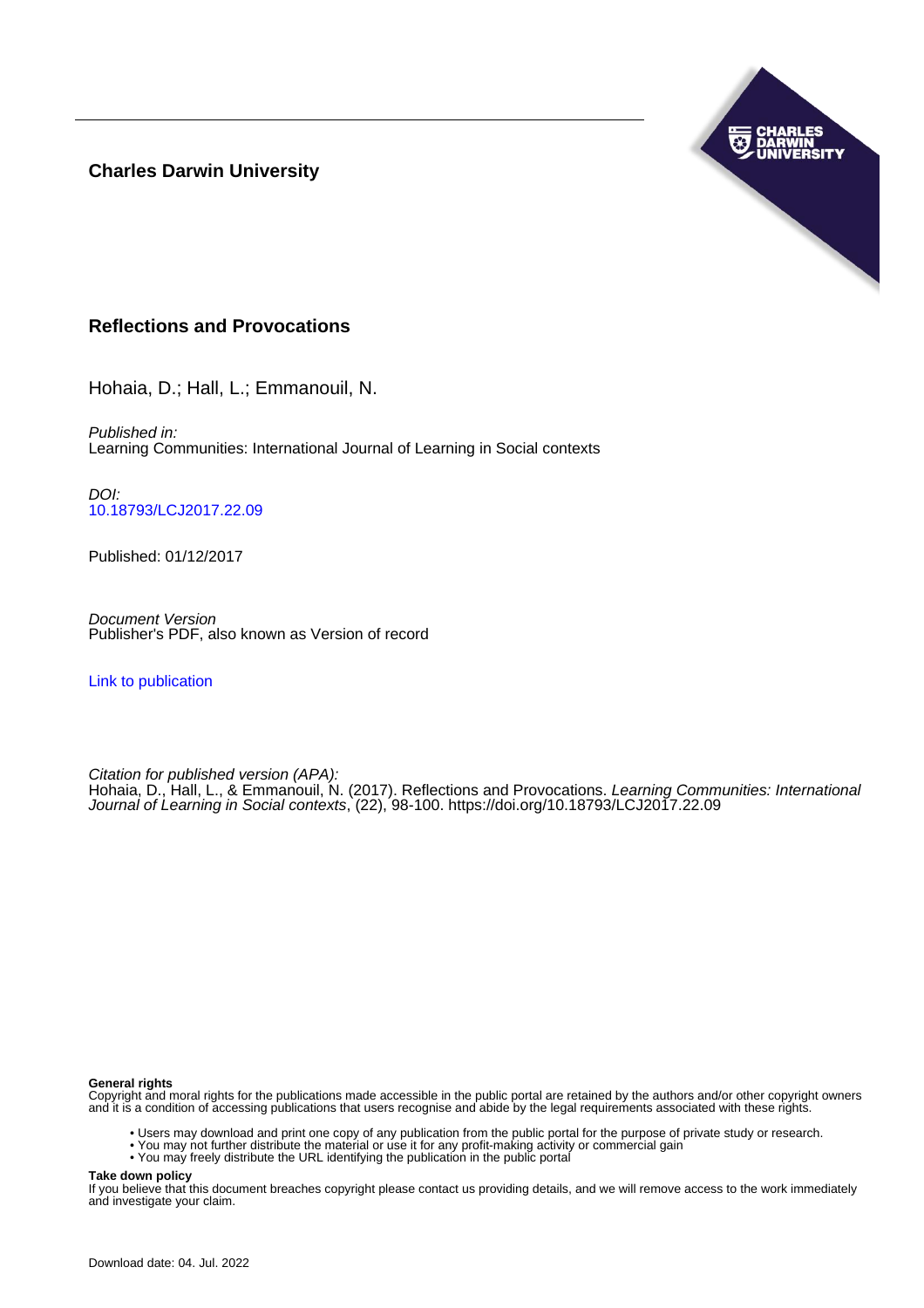**Charles Darwin University**

# Reflections and Provocations

Hohaia, D.; Hall, L.; Emmanouil, N.

*Published in:*
Learning Communities: International Journal of Learning in Social contexts

*DOI:*
10.18793/LCJ2017.22.09

Published: 01/12/2017

*Document Version*
Publisher's PDF, also known as Version of record

Link to publication

*Citation for published version (APA):*
Hohaia, D., Hall, L., & Emmanouil, N. (2017). Reflections and Provocations. *Learning Communities: International Journal of Learning in Social contexts*, (22), 98-100. https://doi.org/10.18793/LCJ2017.22.09

**General rights**
Copyright and moral rights for the publications made accessible in the public portal are retained by the authors and/or other copyright owners and it is a condition of accessing publications that users recognise and abide by the legal requirements associated with these rights.

- Users may download and print one copy of any publication from the public portal for the purpose of private study or research.
- You may not further distribute the material or use it for any profit-making activity or commercial gain
- You may freely distribute the URL identifying the publication in the public portal

**Take down policy**
If you believe that this document breaches copyright please contact us providing details, and we will remove access to the work immediately and investigate your claim.

Download date: 04. Jul. 2022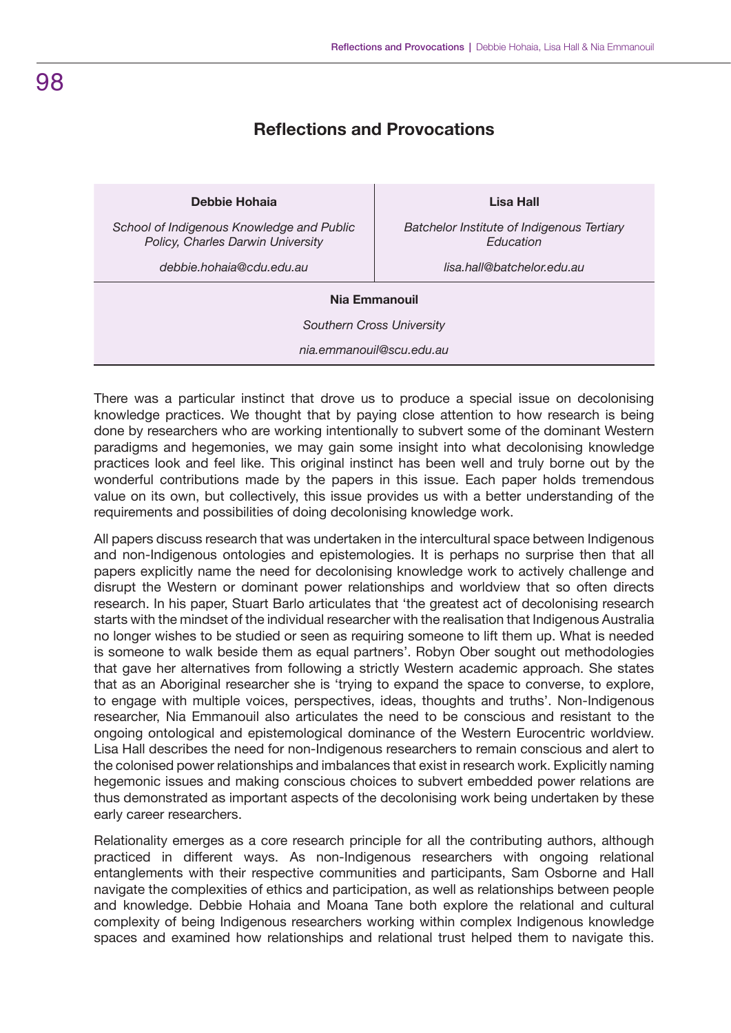# Reflections and Provocations

| **Debbie Hohaia** | **Lisa Hall** |
| --- | --- |
| *School of Indigenous Knowledge and Public Policy, Charles Darwin University* | *Batchelor Institute of Indigenous Tertiary Education* |
| *debbie.hohaia@cdu.edu.au* | *lisa.hall@batchelor.edu.au* |

**Nia Emmanouil**

*Southern Cross University*

*nia.emmanouil@scu.edu.au*

There was a particular instinct that drove us to produce a special issue on decolonising knowledge practices. We thought that by paying close attention to how research is being done by researchers who are working intentionally to subvert some of the dominant Western paradigms and hegemonies, we may gain some insight into what decolonising knowledge practices look and feel like. This original instinct has been well and truly borne out by the wonderful contributions made by the papers in this issue. Each paper holds tremendous value on its own, but collectively, this issue provides us with a better understanding of the requirements and possibilities of doing decolonising knowledge work.

All papers discuss research that was undertaken in the intercultural space between Indigenous and non-Indigenous ontologies and epistemologies. It is perhaps no surprise then that all papers explicitly name the need for decolonising knowledge work to actively challenge and disrupt the Western or dominant power relationships and worldview that so often directs research. In his paper, Stuart Barlo articulates that 'the greatest act of decolonising research starts with the mindset of the individual researcher with the realisation that Indigenous Australia no longer wishes to be studied or seen as requiring someone to lift them up. What is needed is someone to walk beside them as equal partners'. Robyn Ober sought out methodologies that gave her alternatives from following a strictly Western academic approach. She states that as an Aboriginal researcher she is 'trying to expand the space to converse, to explore, to engage with multiple voices, perspectives, ideas, thoughts and truths'. Non-Indigenous researcher, Nia Emmanouil also articulates the need to be conscious and resistant to the ongoing ontological and epistemological dominance of the Western Eurocentric worldview. Lisa Hall describes the need for non-Indigenous researchers to remain conscious and alert to the colonised power relationships and imbalances that exist in research work. Explicitly naming hegemonic issues and making conscious choices to subvert embedded power relations are thus demonstrated as important aspects of the decolonising work being undertaken by these early career researchers.

Relationality emerges as a core research principle for all the contributing authors, although practiced in different ways. As non-Indigenous researchers with ongoing relational entanglements with their respective communities and participants, Sam Osborne and Hall navigate the complexities of ethics and participation, as well as relationships between people and knowledge. Debbie Hohaia and Moana Tane both explore the relational and cultural complexity of being Indigenous researchers working within complex Indigenous knowledge spaces and examined how relationships and relational trust helped them to navigate this.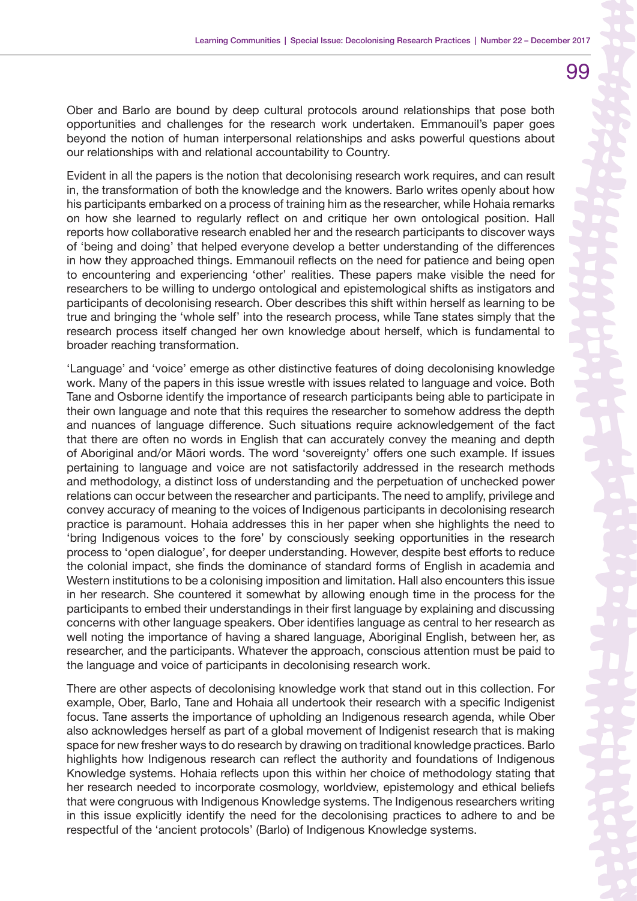Ober and Barlo are bound by deep cultural protocols around relationships that pose both opportunities and challenges for the research work undertaken. Emmanouil's paper goes beyond the notion of human interpersonal relationships and asks powerful questions about our relationships with and relational accountability to Country.

Evident in all the papers is the notion that decolonising research work requires, and can result in, the transformation of both the knowledge and the knowers. Barlo writes openly about how his participants embarked on a process of training him as the researcher, while Hohaia remarks on how she learned to regularly reflect on and critique her own ontological position. Hall reports how collaborative research enabled her and the research participants to discover ways of 'being and doing' that helped everyone develop a better understanding of the differences in how they approached things. Emmanouil reflects on the need for patience and being open to encountering and experiencing 'other' realities. These papers make visible the need for researchers to be willing to undergo ontological and epistemological shifts as instigators and participants of decolonising research. Ober describes this shift within herself as learning to be true and bringing the 'whole self' into the research process, while Tane states simply that the research process itself changed her own knowledge about herself, which is fundamental to broader reaching transformation.

'Language' and 'voice' emerge as other distinctive features of doing decolonising knowledge work. Many of the papers in this issue wrestle with issues related to language and voice. Both Tane and Osborne identify the importance of research participants being able to participate in their own language and note that this requires the researcher to somehow address the depth and nuances of language difference. Such situations require acknowledgement of the fact that there are often no words in English that can accurately convey the meaning and depth of Aboriginal and/or Māori words. The word 'sovereignty' offers one such example. If issues pertaining to language and voice are not satisfactorily addressed in the research methods and methodology, a distinct loss of understanding and the perpetuation of unchecked power relations can occur between the researcher and participants. The need to amplify, privilege and convey accuracy of meaning to the voices of Indigenous participants in decolonising research practice is paramount. Hohaia addresses this in her paper when she highlights the need to 'bring Indigenous voices to the fore' by consciously seeking opportunities in the research process to 'open dialogue', for deeper understanding. However, despite best efforts to reduce the colonial impact, she finds the dominance of standard forms of English in academia and Western institutions to be a colonising imposition and limitation. Hall also encounters this issue in her research. She countered it somewhat by allowing enough time in the process for the participants to embed their understandings in their first language by explaining and discussing concerns with other language speakers. Ober identifies language as central to her research as well noting the importance of having a shared language, Aboriginal English, between her, as researcher, and the participants. Whatever the approach, conscious attention must be paid to the language and voice of participants in decolonising research work.

There are other aspects of decolonising knowledge work that stand out in this collection. For example, Ober, Barlo, Tane and Hohaia all undertook their research with a specific Indigenist focus. Tane asserts the importance of upholding an Indigenous research agenda, while Ober also acknowledges herself as part of a global movement of Indigenist research that is making space for new fresher ways to do research by drawing on traditional knowledge practices. Barlo highlights how Indigenous research can reflect the authority and foundations of Indigenous Knowledge systems. Hohaia reflects upon this within her choice of methodology stating that her research needed to incorporate cosmology, worldview, epistemology and ethical beliefs that were congruous with Indigenous Knowledge systems. The Indigenous researchers writing in this issue explicitly identify the need for the decolonising practices to adhere to and be respectful of the 'ancient protocols' (Barlo) of Indigenous Knowledge systems.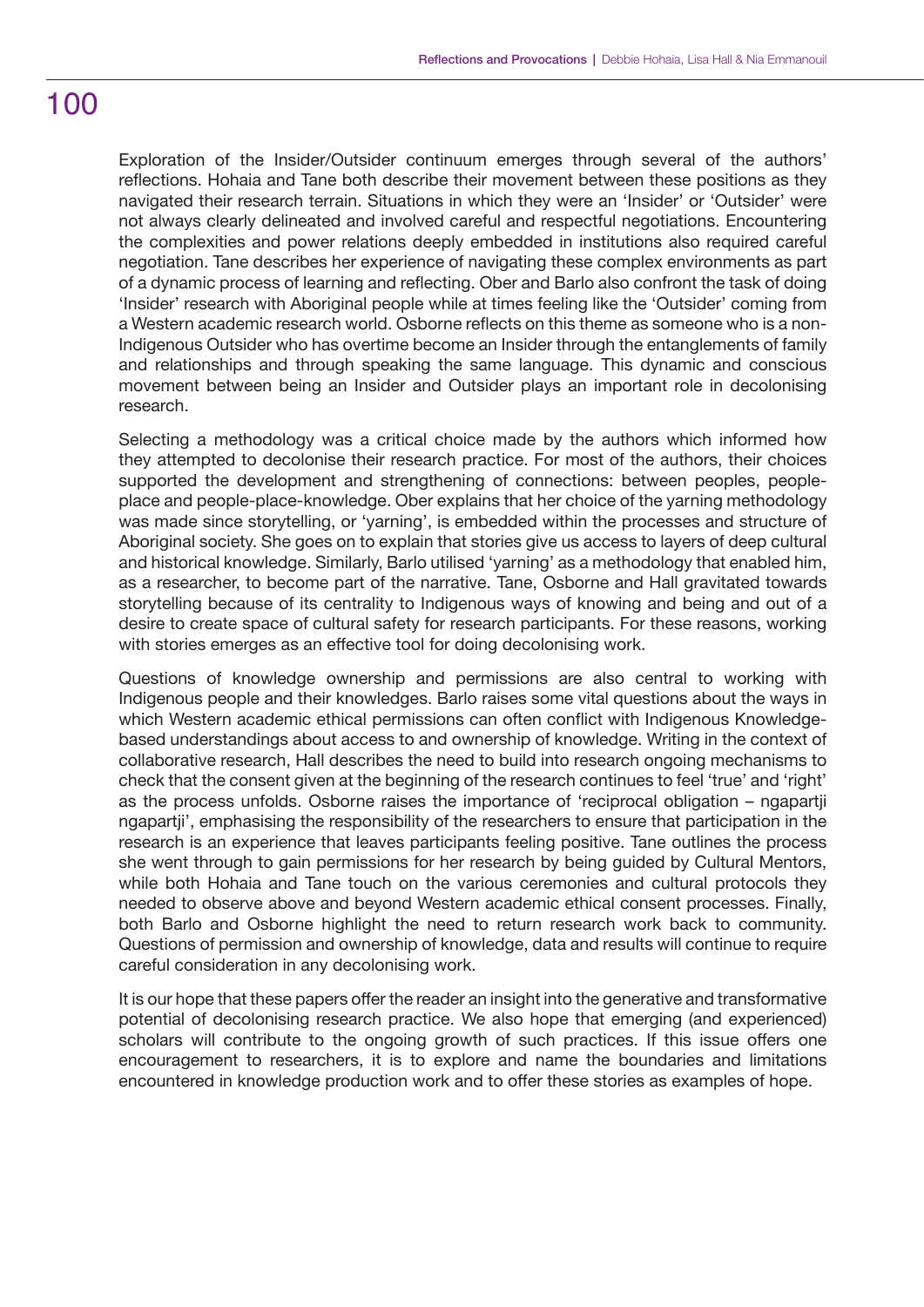Exploration of the Insider/Outsider continuum emerges through several of the authors' reflections. Hohaia and Tane both describe their movement between these positions as they navigated their research terrain. Situations in which they were an 'Insider' or 'Outsider' were not always clearly delineated and involved careful and respectful negotiations. Encountering the complexities and power relations deeply embedded in institutions also required careful negotiation. Tane describes her experience of navigating these complex environments as part of a dynamic process of learning and reflecting. Ober and Barlo also confront the task of doing 'Insider' research with Aboriginal people while at times feeling like the 'Outsider' coming from a Western academic research world. Osborne reflects on this theme as someone who is a non-Indigenous Outsider who has overtime become an Insider through the entanglements of family and relationships and through speaking the same language. This dynamic and conscious movement between being an Insider and Outsider plays an important role in decolonising research.

Selecting a methodology was a critical choice made by the authors which informed how they attempted to decolonise their research practice. For most of the authors, their choices supported the development and strengthening of connections: between peoples, people-place and people-place-knowledge. Ober explains that her choice of the yarning methodology was made since storytelling, or 'yarning', is embedded within the processes and structure of Aboriginal society. She goes on to explain that stories give us access to layers of deep cultural and historical knowledge. Similarly, Barlo utilised 'yarning' as a methodology that enabled him, as a researcher, to become part of the narrative. Tane, Osborne and Hall gravitated towards storytelling because of its centrality to Indigenous ways of knowing and being and out of a desire to create space of cultural safety for research participants. For these reasons, working with stories emerges as an effective tool for doing decolonising work.

Questions of knowledge ownership and permissions are also central to working with Indigenous people and their knowledges. Barlo raises some vital questions about the ways in which Western academic ethical permissions can often conflict with Indigenous Knowledge-based understandings about access to and ownership of knowledge. Writing in the context of collaborative research, Hall describes the need to build into research ongoing mechanisms to check that the consent given at the beginning of the research continues to feel 'true' and 'right' as the process unfolds. Osborne raises the importance of 'reciprocal obligation – ngapartji ngapartji', emphasising the responsibility of the researchers to ensure that participation in the research is an experience that leaves participants feeling positive. Tane outlines the process she went through to gain permissions for her research by being guided by Cultural Mentors, while both Hohaia and Tane touch on the various ceremonies and cultural protocols they needed to observe above and beyond Western academic ethical consent processes. Finally, both Barlo and Osborne highlight the need to return research work back to community. Questions of permission and ownership of knowledge, data and results will continue to require careful consideration in any decolonising work.

It is our hope that these papers offer the reader an insight into the generative and transformative potential of decolonising research practice. We also hope that emerging (and experienced) scholars will contribute to the ongoing growth of such practices. If this issue offers one encouragement to researchers, it is to explore and name the boundaries and limitations encountered in knowledge production work and to offer these stories as examples of hope.